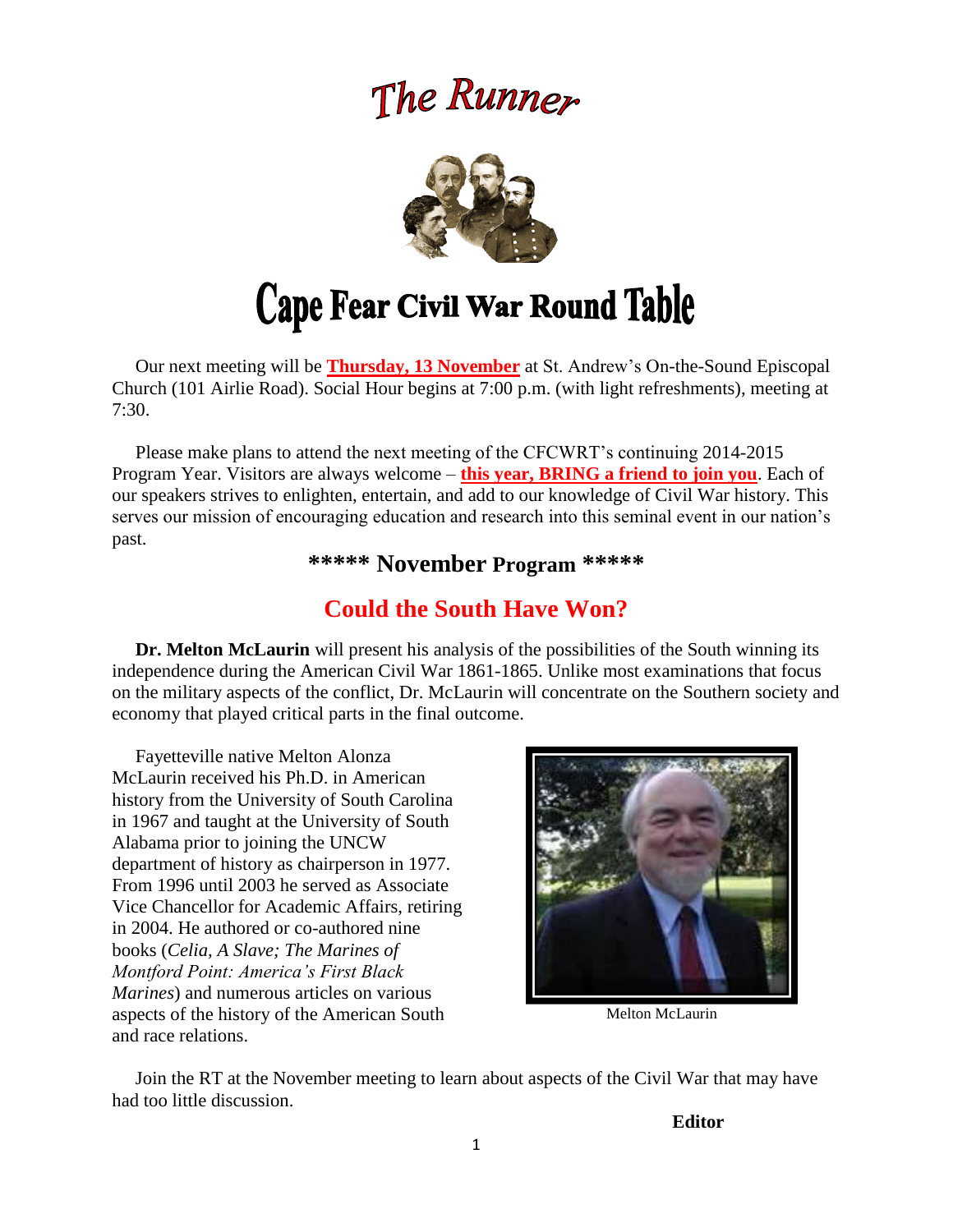# The Runner

# Cape Fear Civil War Round Table

Our next meeting will be **Thursday, 13 November** at St. Andrew's On-the-Sound Episcopal Church (101 Airlie Road). Social Hour begins at 7:00 p.m. (with light refreshments), meeting at 7:30.

Please make plans to attend the next meeting of the CFCWRT's continuing 2014-2015 Program Year. Visitors are always welcome – **this year, BRING a friend to join you**. Each of our speakers strives to enlighten, entertain, and add to our knowledge of Civil War history. This serves our mission of encouraging education and research into this seminal event in our nation's past.

## ***** November Program *****

## Could the South Have Won?

**Dr. Melton McLaurin** will present his analysis of the possibilities of the South winning its independence during the American Civil War 1861-1865. Unlike most examinations that focus on the military aspects of the conflict, Dr. McLaurin will concentrate on the Southern society and economy that played critical parts in the final outcome.

Fayetteville native Melton Alonza McLaurin received his Ph.D. in American history from the University of South Carolina in 1967 and taught at the University of South Alabama prior to joining the UNCW department of history as chairperson in 1977. From 1996 until 2003 he served as Associate Vice Chancellor for Academic Affairs, retiring in 2004. He authored or co-authored nine books (*Celia, A Slave; The Marines of Montford Point: America's First Black Marines*) and numerous articles on various aspects of the history of the American South and race relations.

Melton McLaurin

Join the RT at the November meeting to learn about aspects of the Civil War that may have had too little discussion.

**Editor**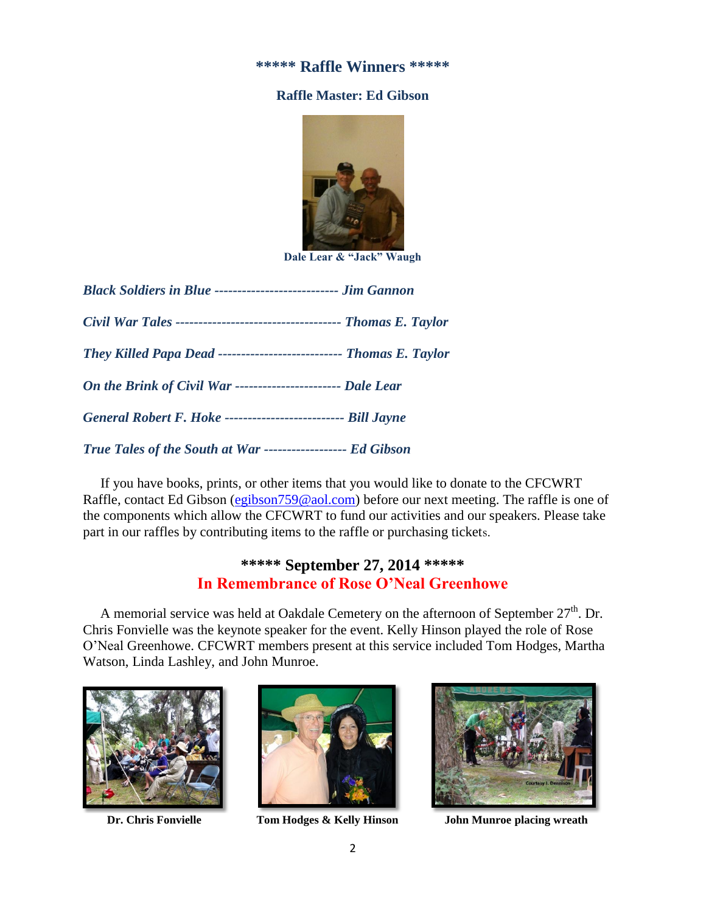## \*\*\*\*\* Raffle Winners \*\*\*\*\*

### Raffle Master: Ed Gibson

Dale Lear & "Jack" Waugh

***Black Soldiers in Blue* --------------------------- *Jim Gannon***

***Civil War Tales* ------------------------------------ *Thomas E. Taylor***

***They Killed Papa Dead* --------------------------- *Thomas E. Taylor***

***On the Brink of Civil War* ----------------------- *Dale Lear***

***General Robert F. Hoke* -------------------------- *Bill Jayne***

***True Tales of the South at War* ------------------ *Ed Gibson***

If you have books, prints, or other items that you would like to donate to the CFCWRT Raffle, contact Ed Gibson (egibson759@aol.com) before our next meeting. The raffle is one of the components which allow the CFCWRT to fund our activities and our speakers. Please take part in our raffles by contributing items to the raffle or purchasing tickets.

## \*\*\*\*\* September 27, 2014 \*\*\*\*\*
## In Remembrance of Rose O'Neal Greenhowe

A memorial service was held at Oakdale Cemetery on the afternoon of September 27th. Dr. Chris Fonvielle was the keynote speaker for the event. Kelly Hinson played the role of Rose O'Neal Greenhowe. CFCWRT members present at this service included Tom Hodges, Martha Watson, Linda Lashley, and John Munroe.

**Dr. Chris Fonvielle**

**Tom Hodges & Kelly Hinson**

**John Munroe placing wreath**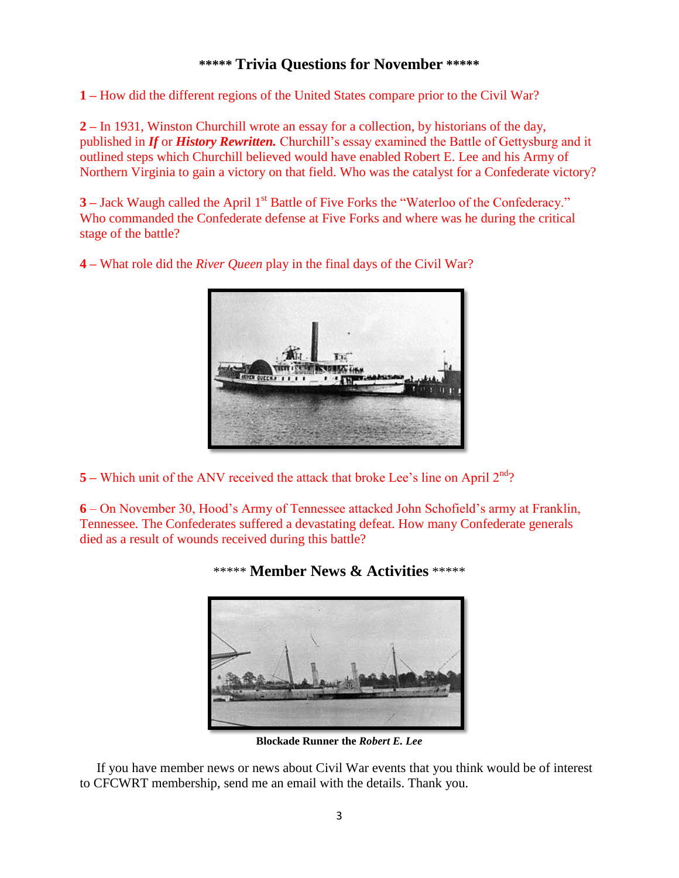## ***** Trivia Questions for November *****

**1 –** How did the different regions of the United States compare prior to the Civil War?

**2 –** In 1931, Winston Churchill wrote an essay for a collection, by historians of the day, published in ***If*** or ***History Rewritten.*** Churchill's essay examined the Battle of Gettysburg and it outlined steps which Churchill believed would have enabled Robert E. Lee and his Army of Northern Virginia to gain a victory on that field. Who was the catalyst for a Confederate victory?

**3 –** Jack Waugh called the April 1st Battle of Five Forks the "Waterloo of the Confederacy." Who commanded the Confederate defense at Five Forks and where was he during the critical stage of the battle?

**4 –** What role did the *River Queen* play in the final days of the Civil War?

**5 –** Which unit of the ANV received the attack that broke Lee's line on April 2nd?

**6** – On November 30, Hood's Army of Tennessee attacked John Schofield's army at Franklin, Tennessee. The Confederates suffered a devastating defeat. How many Confederate generals died as a result of wounds received during this battle?

## ***** Member News & Activities *****

**Blockade Runner the *Robert E. Lee***

If you have member news or news about Civil War events that you think would be of interest to CFCWRT membership, send me an email with the details. Thank you.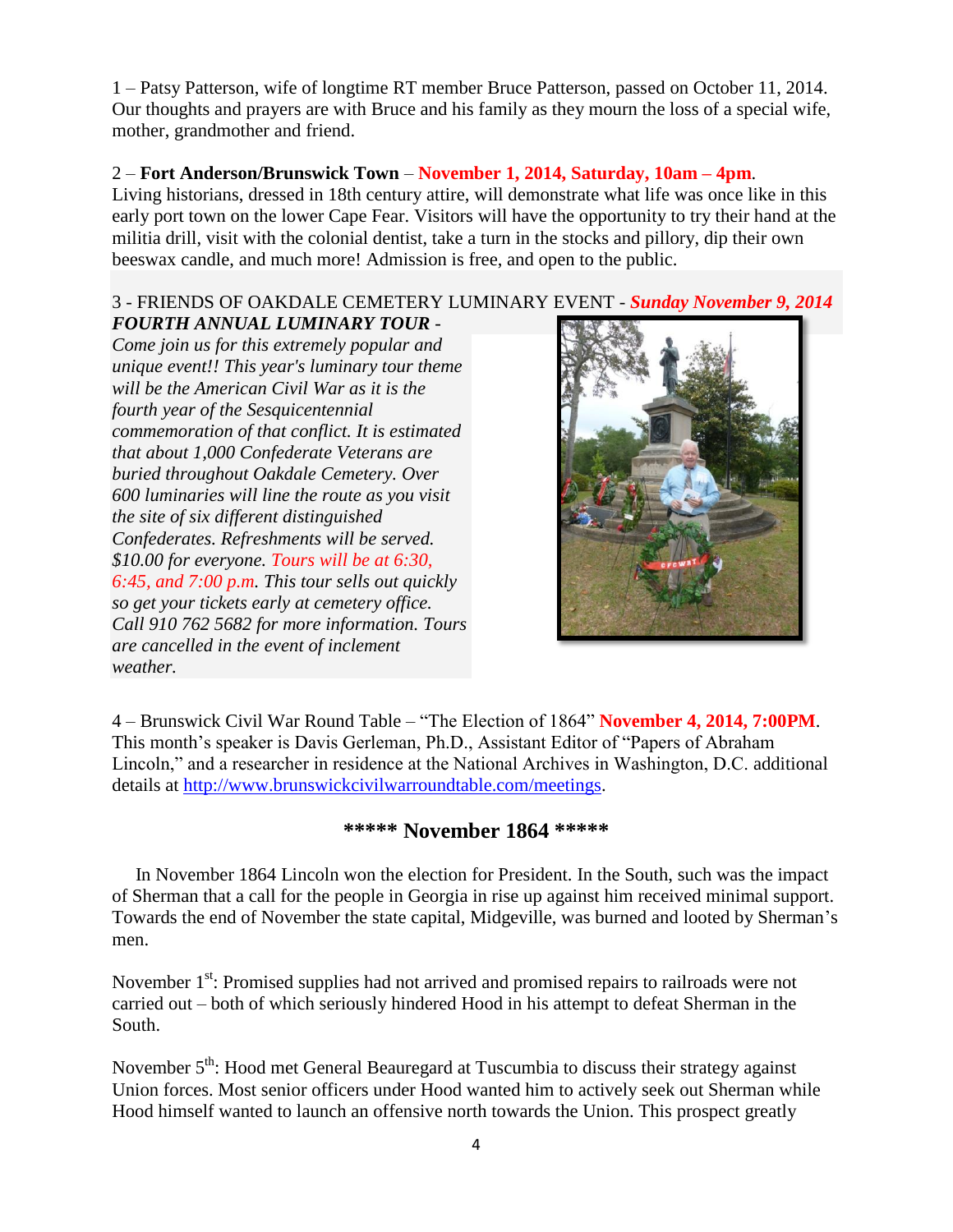1 – Patsy Patterson, wife of longtime RT member Bruce Patterson, passed on October 11, 2014. Our thoughts and prayers are with Bruce and his family as they mourn the loss of a special wife, mother, grandmother and friend.

2 – **Fort Anderson/Brunswick Town** – **November 1, 2014, Saturday, 10am – 4pm**. Living historians, dressed in 18th century attire, will demonstrate what life was once like in this early port town on the lower Cape Fear. Visitors will have the opportunity to try their hand at the militia drill, visit with the colonial dentist, take a turn in the stocks and pillory, dip their own beeswax candle, and much more! Admission is free, and open to the public.

3 - FRIENDS OF OAKDALE CEMETERY LUMINARY EVENT - ***Sunday November 9, 2014***

***FOURTH ANNUAL LUMINARY TOUR*** - *Come join us for this extremely popular and unique event!! This year's luminary tour theme will be the American Civil War as it is the fourth year of the Sesquicentennial commemoration of that conflict. It is estimated that about 1,000 Confederate Veterans are buried throughout Oakdale Cemetery. Over 600 luminaries will line the route as you visit the site of six different distinguished Confederates. Refreshments will be served. $10.00 for everyone. Tours will be at 6:30, 6:45, and 7:00 p.m. This tour sells out quickly so get your tickets early at cemetery office. Call 910 762 5682 for more information. Tours are cancelled in the event of inclement weather.*

4 – Brunswick Civil War Round Table – "The Election of 1864" **November 4, 2014, 7:00PM**. This month's speaker is Davis Gerleman, Ph.D., Assistant Editor of "Papers of Abraham Lincoln," and a researcher in residence at the National Archives in Washington, D.C. additional details at http://www.brunswickcivilwarroundtable.com/meetings.

## ***** November 1864 *****

In November 1864 Lincoln won the election for President. In the South, such was the impact of Sherman that a call for the people in Georgia in rise up against him received minimal support. Towards the end of November the state capital, Midgeville, was burned and looted by Sherman's men.

November 1st: Promised supplies had not arrived and promised repairs to railroads were not carried out – both of which seriously hindered Hood in his attempt to defeat Sherman in the South.

November 5th: Hood met General Beauregard at Tuscumbia to discuss their strategy against Union forces. Most senior officers under Hood wanted him to actively seek out Sherman while Hood himself wanted to launch an offensive north towards the Union. This prospect greatly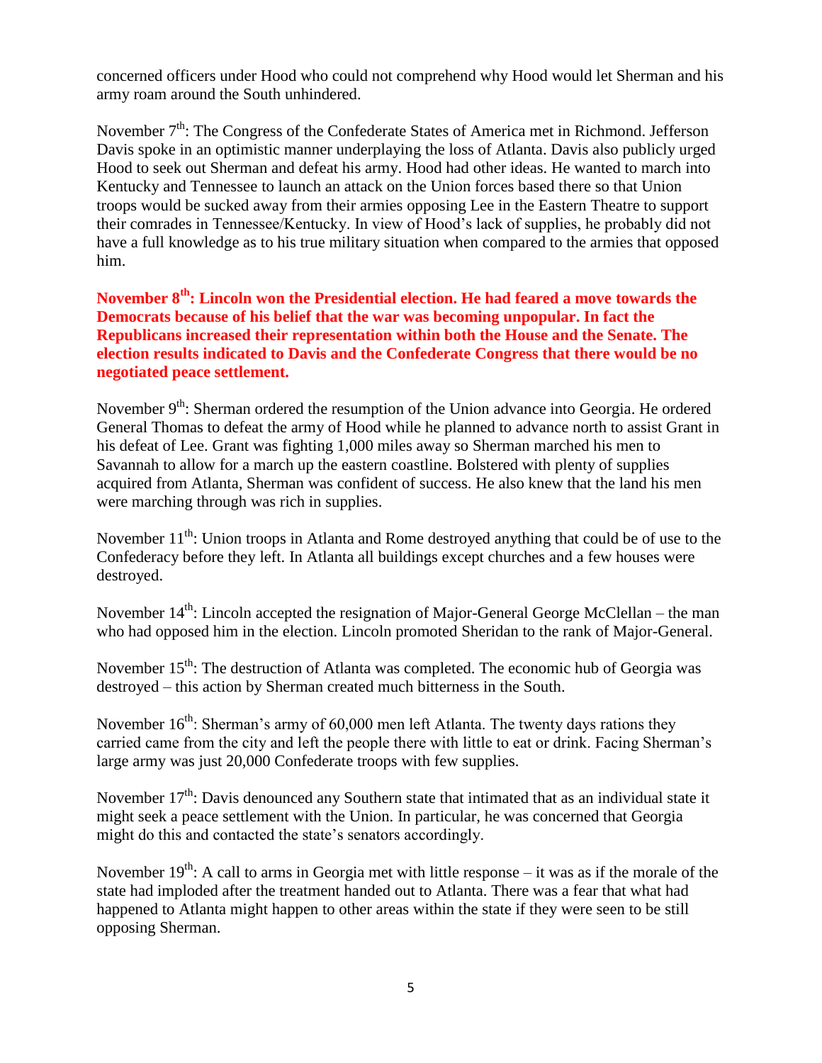concerned officers under Hood who could not comprehend why Hood would let Sherman and his army roam around the South unhindered.

November 7th: The Congress of the Confederate States of America met in Richmond. Jefferson Davis spoke in an optimistic manner underplaying the loss of Atlanta. Davis also publicly urged Hood to seek out Sherman and defeat his army. Hood had other ideas. He wanted to march into Kentucky and Tennessee to launch an attack on the Union forces based there so that Union troops would be sucked away from their armies opposing Lee in the Eastern Theatre to support their comrades in Tennessee/Kentucky. In view of Hood's lack of supplies, he probably did not have a full knowledge as to his true military situation when compared to the armies that opposed him.

**November 8th: Lincoln won the Presidential election. He had feared a move towards the Democrats because of his belief that the war was becoming unpopular. In fact the Republicans increased their representation within both the House and the Senate. The election results indicated to Davis and the Confederate Congress that there would be no negotiated peace settlement.**

November 9th: Sherman ordered the resumption of the Union advance into Georgia. He ordered General Thomas to defeat the army of Hood while he planned to advance north to assist Grant in his defeat of Lee. Grant was fighting 1,000 miles away so Sherman marched his men to Savannah to allow for a march up the eastern coastline. Bolstered with plenty of supplies acquired from Atlanta, Sherman was confident of success. He also knew that the land his men were marching through was rich in supplies.

November 11th: Union troops in Atlanta and Rome destroyed anything that could be of use to the Confederacy before they left. In Atlanta all buildings except churches and a few houses were destroyed.

November 14th: Lincoln accepted the resignation of Major-General George McClellan – the man who had opposed him in the election. Lincoln promoted Sheridan to the rank of Major-General.

November 15th: The destruction of Atlanta was completed. The economic hub of Georgia was destroyed – this action by Sherman created much bitterness in the South.

November 16th: Sherman's army of 60,000 men left Atlanta. The twenty days rations they carried came from the city and left the people there with little to eat or drink. Facing Sherman's large army was just 20,000 Confederate troops with few supplies.

November 17th: Davis denounced any Southern state that intimated that as an individual state it might seek a peace settlement with the Union. In particular, he was concerned that Georgia might do this and contacted the state's senators accordingly.

November 19th: A call to arms in Georgia met with little response – it was as if the morale of the state had imploded after the treatment handed out to Atlanta. There was a fear that what had happened to Atlanta might happen to other areas within the state if they were seen to be still opposing Sherman.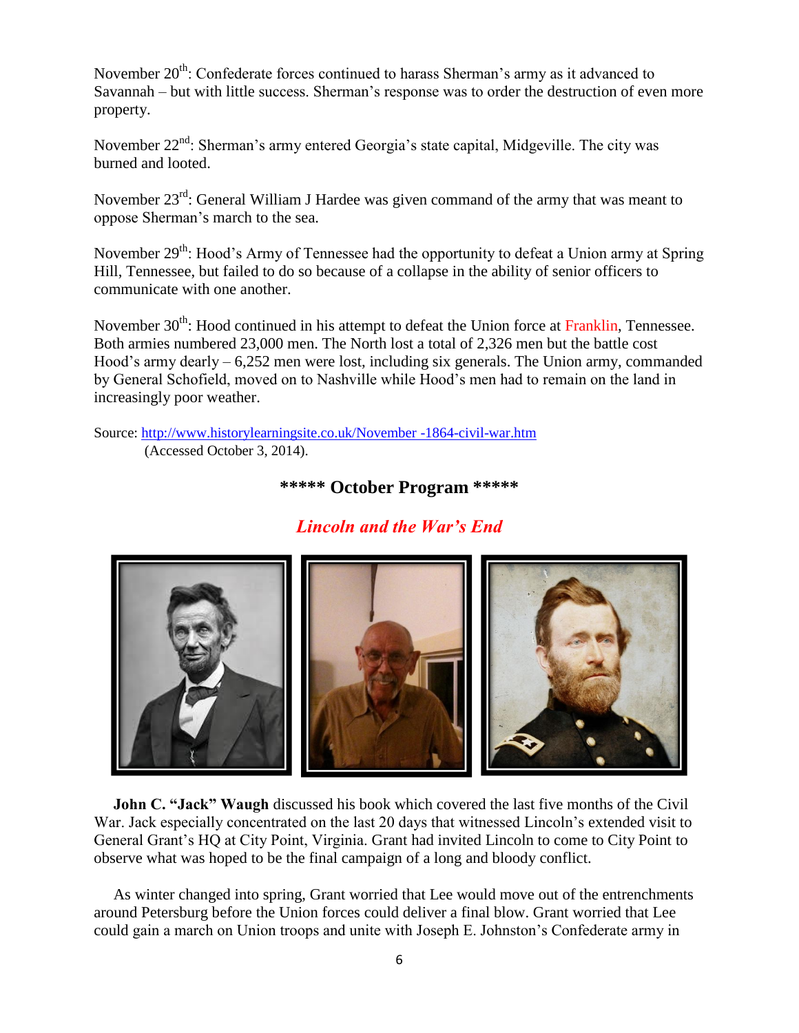November 20th: Confederate forces continued to harass Sherman's army as it advanced to Savannah – but with little success. Sherman's response was to order the destruction of even more property.

November 22nd: Sherman's army entered Georgia's state capital, Midgeville. The city was burned and looted.

November 23rd: General William J Hardee was given command of the army that was meant to oppose Sherman's march to the sea.

November 29th: Hood's Army of Tennessee had the opportunity to defeat a Union army at Spring Hill, Tennessee, but failed to do so because of a collapse in the ability of senior officers to communicate with one another.

November 30th: Hood continued in his attempt to defeat the Union force at Franklin, Tennessee. Both armies numbered 23,000 men. The North lost a total of 2,326 men but the battle cost Hood's army dearly – 6,252 men were lost, including six generals. The Union army, commanded by General Schofield, moved on to Nashville while Hood's men had to remain on the land in increasingly poor weather.

Source: http://www.historylearningsite.co.uk/November -1864-civil-war.htm
(Accessed October 3, 2014).

## ***** October Program *****

### *Lincoln and the War's End*

**John C. "Jack" Waugh** discussed his book which covered the last five months of the Civil War. Jack especially concentrated on the last 20 days that witnessed Lincoln's extended visit to General Grant's HQ at City Point, Virginia. Grant had invited Lincoln to come to City Point to observe what was hoped to be the final campaign of a long and bloody conflict.

As winter changed into spring, Grant worried that Lee would move out of the entrenchments around Petersburg before the Union forces could deliver a final blow. Grant worried that Lee could gain a march on Union troops and unite with Joseph E. Johnston's Confederate army in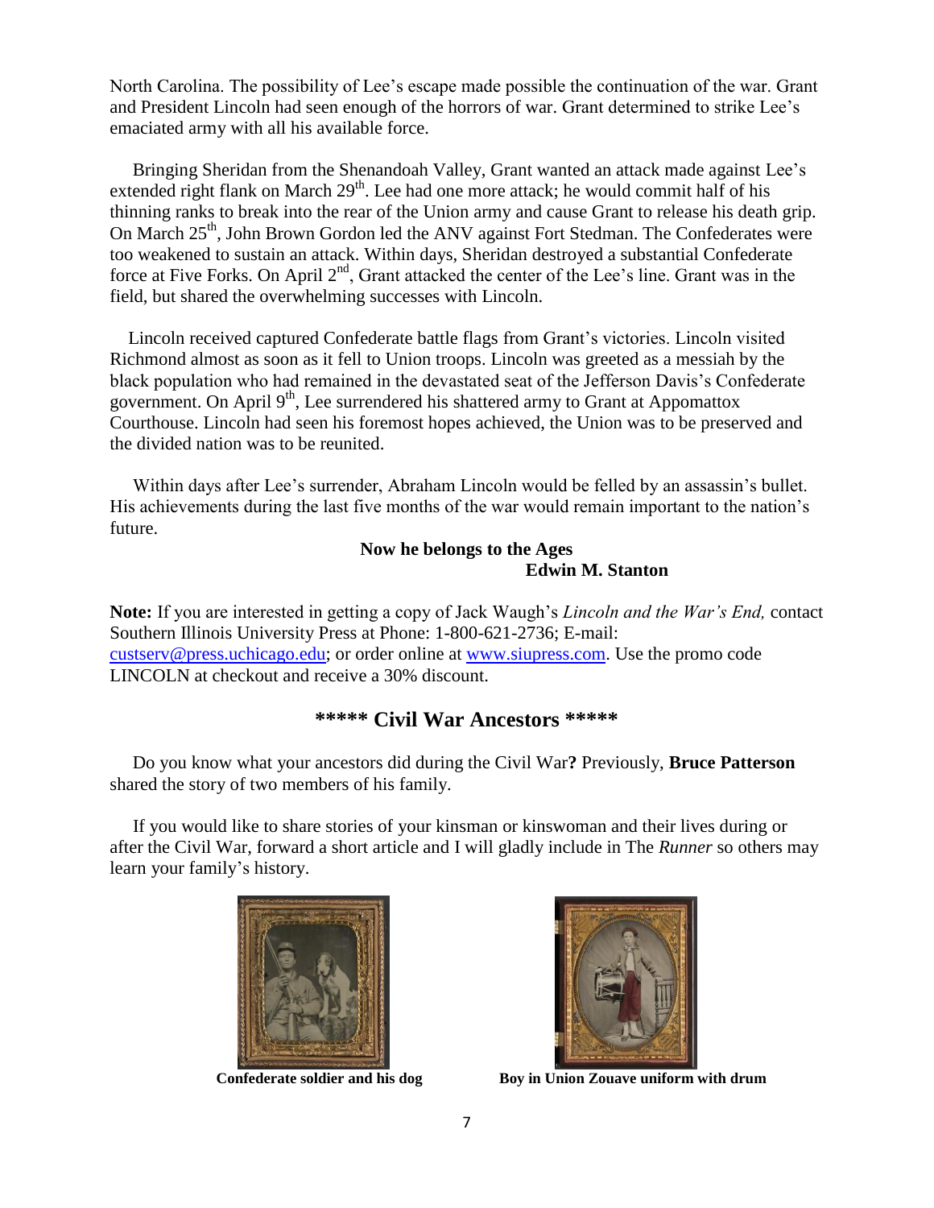North Carolina. The possibility of Lee's escape made possible the continuation of the war. Grant and President Lincoln had seen enough of the horrors of war. Grant determined to strike Lee's emaciated army with all his available force.

Bringing Sheridan from the Shenandoah Valley, Grant wanted an attack made against Lee's extended right flank on March 29th. Lee had one more attack; he would commit half of his thinning ranks to break into the rear of the Union army and cause Grant to release his death grip. On March 25th, John Brown Gordon led the ANV against Fort Stedman. The Confederates were too weakened to sustain an attack. Within days, Sheridan destroyed a substantial Confederate force at Five Forks. On April 2nd, Grant attacked the center of the Lee's line. Grant was in the field, but shared the overwhelming successes with Lincoln.

Lincoln received captured Confederate battle flags from Grant's victories. Lincoln visited Richmond almost as soon as it fell to Union troops. Lincoln was greeted as a messiah by the black population who had remained in the devastated seat of the Jefferson Davis's Confederate government. On April 9th, Lee surrendered his shattered army to Grant at Appomattox Courthouse. Lincoln had seen his foremost hopes achieved, the Union was to be preserved and the divided nation was to be reunited.

Within days after Lee's surrender, Abraham Lincoln would be felled by an assassin's bullet. His achievements during the last five months of the war would remain important to the nation's future.

**Now he belongs to the Ages**
**Edwin M. Stanton**

**Note:** If you are interested in getting a copy of Jack Waugh's *Lincoln and the War's End,* contact Southern Illinois University Press at Phone: 1-800-621-2736; E-mail: custserv@press.uchicago.edu; or order online at www.siupress.com. Use the promo code LINCOLN at checkout and receive a 30% discount.

## ***** Civil War Ancestors *****

Do you know what your ancestors did during the Civil War**?** Previously, **Bruce Patterson** shared the story of two members of his family.

If you would like to share stories of your kinsman or kinswoman and their lives during or after the Civil War, forward a short article and I will gladly include in The *Runner* so others may learn your family's history.

**Confederate soldier and his dog**

**Boy in Union Zouave uniform with drum**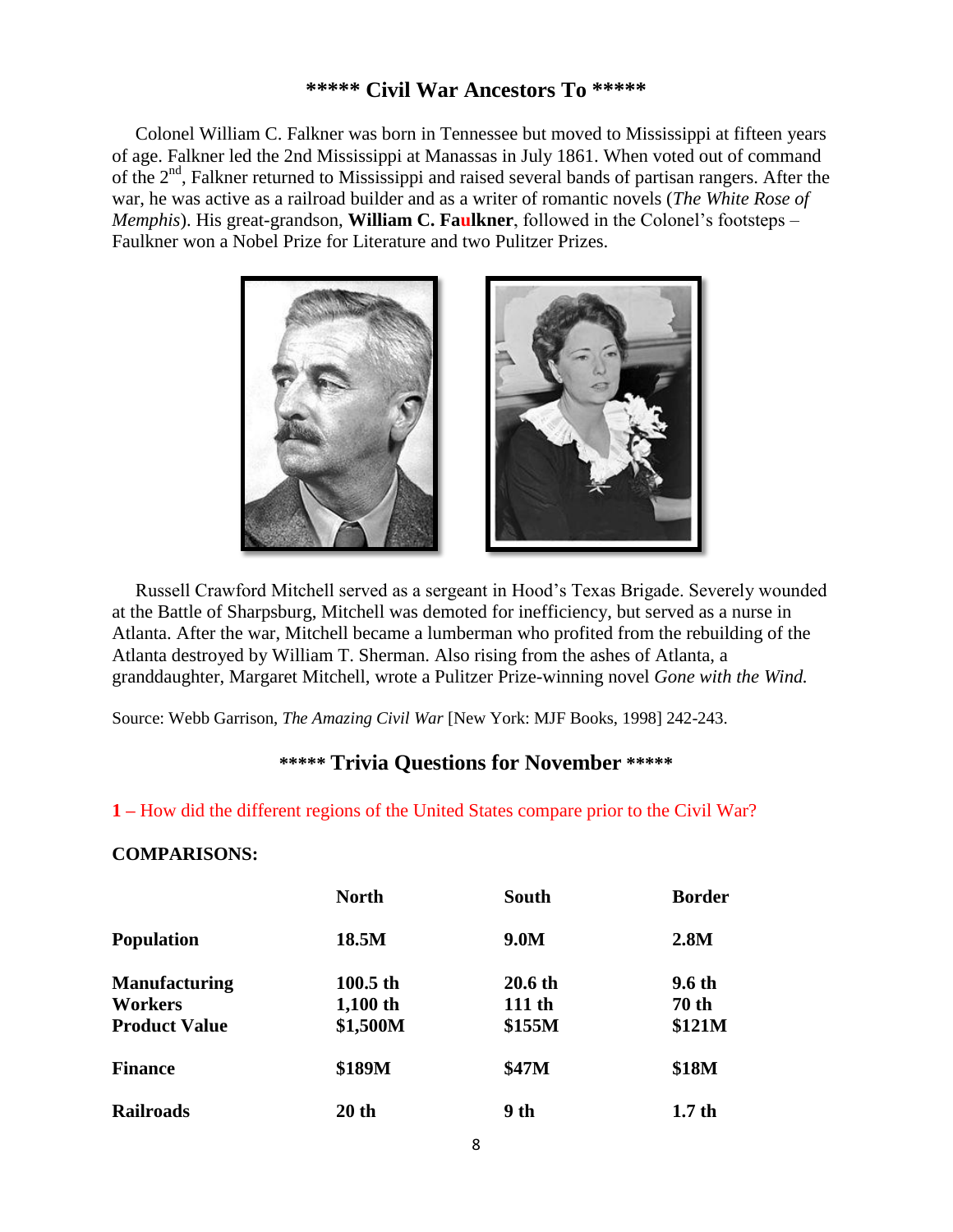## ***** Civil War Ancestors To *****

Colonel William C. Falkner was born in Tennessee but moved to Mississippi at fifteen years of age. Falkner led the 2nd Mississippi at Manassas in July 1861. When voted out of command of the 2nd, Falkner returned to Mississippi and raised several bands of partisan rangers. After the war, he was active as a railroad builder and as a writer of romantic novels (*The White Rose of Memphis*). His great-grandson, **William C. Faulkner**, followed in the Colonel's footsteps – Faulkner won a Nobel Prize for Literature and two Pulitzer Prizes.

Russell Crawford Mitchell served as a sergeant in Hood's Texas Brigade. Severely wounded at the Battle of Sharpsburg, Mitchell was demoted for inefficiency, but served as a nurse in Atlanta. After the war, Mitchell became a lumberman who profited from the rebuilding of the Atlanta destroyed by William T. Sherman. Also rising from the ashes of Atlanta, a granddaughter, Margaret Mitchell, wrote a Pulitzer Prize-winning novel *Gone with the Wind.*

Source: Webb Garrison, *The Amazing Civil War* [New York: MJF Books, 1998] 242-243.

## ***** Trivia Questions for November *****

**1 –** How did the different regions of the United States compare prior to the Civil War?

**COMPARISONS:**

| | North | South | Border |
|---|---|---|---|
| **Population** | **18.5M** | **9.0M** | **2.8M** |
| **Manufacturing** | **100.5 th** | **20.6 th** | **9.6 th** |
| **Workers** | **1,100 th** | **111 th** | **70 th** |
| **Product Value** | **$1,500M** | **$155M** | **$121M** |
| **Finance** | **$189M** | **$47M** | **$18M** |
| **Railroads** | **20 th** | **9 th** | **1.7 th** |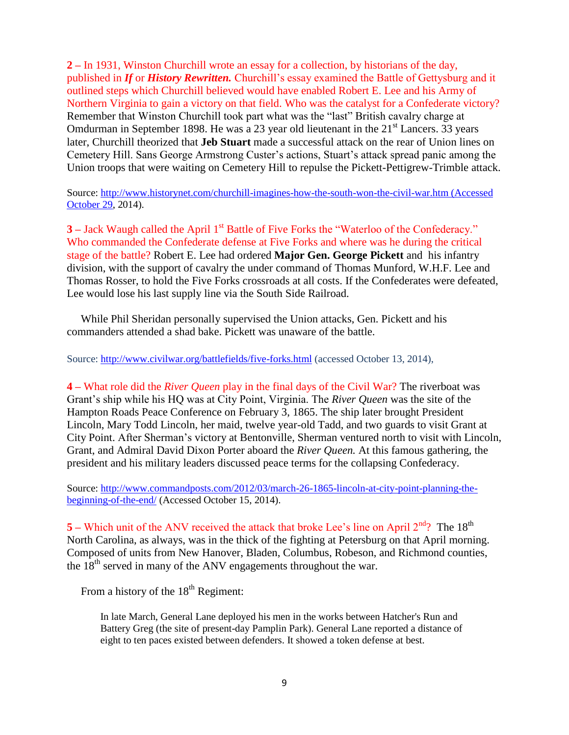**2 –** In 1931, Winston Churchill wrote an essay for a collection, by historians of the day, published in ***If*** or ***History Rewritten.*** Churchill's essay examined the Battle of Gettysburg and it outlined steps which Churchill believed would have enabled Robert E. Lee and his Army of Northern Virginia to gain a victory on that field. Who was the catalyst for a Confederate victory? Remember that Winston Churchill took part what was the "last" British cavalry charge at Omdurman in September 1898. He was a 23 year old lieutenant in the 21st Lancers. 33 years later, Churchill theorized that **Jeb Stuart** made a successful attack on the rear of Union lines on Cemetery Hill. Sans George Armstrong Custer's actions, Stuart's attack spread panic among the Union troops that were waiting on Cemetery Hill to repulse the Pickett-Pettigrew-Trimble attack.

Source: http://www.historynet.com/churchill-imagines-how-the-south-won-the-civil-war.htm (Accessed October 29, 2014).

**3 –** Jack Waugh called the April 1st Battle of Five Forks the "Waterloo of the Confederacy." Who commanded the Confederate defense at Five Forks and where was he during the critical stage of the battle? Robert E. Lee had ordered **Major Gen. George Pickett** and his infantry division, with the support of cavalry the under command of Thomas Munford, W.H.F. Lee and Thomas Rosser, to hold the Five Forks crossroads at all costs. If the Confederates were defeated, Lee would lose his last supply line via the South Side Railroad.

While Phil Sheridan personally supervised the Union attacks, Gen. Pickett and his commanders attended a shad bake. Pickett was unaware of the battle.

Source: http://www.civilwar.org/battlefields/five-forks.html (accessed October 13, 2014),

**4 –** What role did the *River Queen* play in the final days of the Civil War? The riverboat was Grant's ship while his HQ was at City Point, Virginia. The *River Queen* was the site of the Hampton Roads Peace Conference on February 3, 1865. The ship later brought President Lincoln, Mary Todd Lincoln, her maid, twelve year-old Tadd, and two guards to visit Grant at City Point. After Sherman's victory at Bentonville, Sherman ventured north to visit with Lincoln, Grant, and Admiral David Dixon Porter aboard the *River Queen.* At this famous gathering, the president and his military leaders discussed peace terms for the collapsing Confederacy.

Source: http://www.commandposts.com/2012/03/march-26-1865-lincoln-at-city-point-planning-the-beginning-of-the-end/ (Accessed October 15, 2014).

**5 –** Which unit of the ANV received the attack that broke Lee's line on April 2nd? The 18th North Carolina, as always, was in the thick of the fighting at Petersburg on that April morning. Composed of units from New Hanover, Bladen, Columbus, Robeson, and Richmond counties, the 18th served in many of the ANV engagements throughout the war.

From a history of the 18th Regiment:

> In late March, General Lane deployed his men in the works between Hatcher's Run and Battery Greg (the site of present-day Pamplin Park). General Lane reported a distance of eight to ten paces existed between defenders. It showed a token defense at best.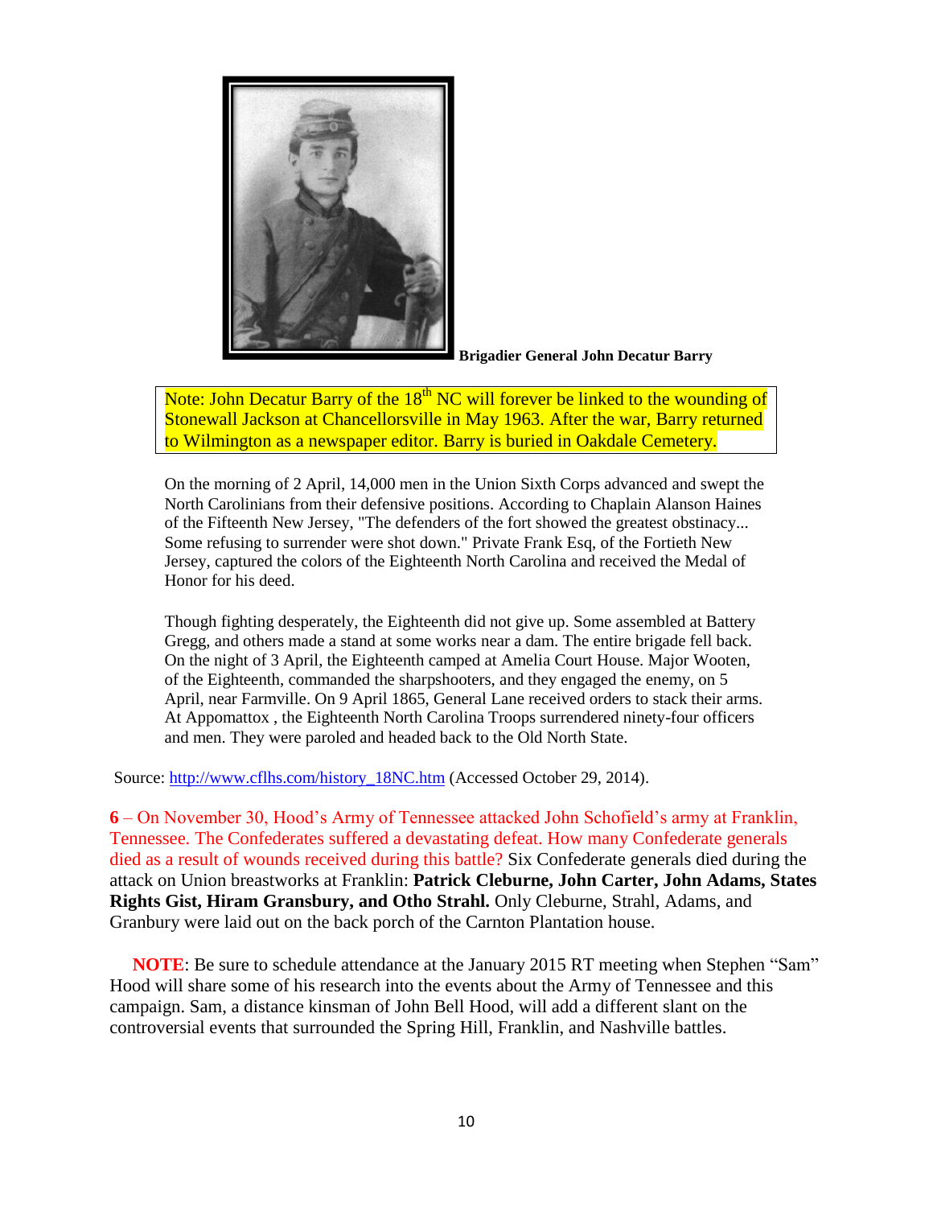**Brigadier General John Decatur Barry**

Note: John Decatur Barry of the 18th NC will forever be linked to the wounding of Stonewall Jackson at Chancellorsville in May 1963. After the war, Barry returned to Wilmington as a newspaper editor. Barry is buried in Oakdale Cemetery.

On the morning of 2 April, 14,000 men in the Union Sixth Corps advanced and swept the North Carolinians from their defensive positions. According to Chaplain Alanson Haines of the Fifteenth New Jersey, "The defenders of the fort showed the greatest obstinacy... Some refusing to surrender were shot down." Private Frank Esq, of the Fortieth New Jersey, captured the colors of the Eighteenth North Carolina and received the Medal of Honor for his deed.

Though fighting desperately, the Eighteenth did not give up. Some assembled at Battery Gregg, and others made a stand at some works near a dam. The entire brigade fell back. On the night of 3 April, the Eighteenth camped at Amelia Court House. Major Wooten, of the Eighteenth, commanded the sharpshooters, and they engaged the enemy, on 5 April, near Farmville. On 9 April 1865, General Lane received orders to stack their arms. At Appomattox , the Eighteenth North Carolina Troops surrendered ninety-four officers and men. They were paroled and headed back to the Old North State.

Source: http://www.cflhs.com/history_18NC.htm (Accessed October 29, 2014).

**6** – On November 30, Hood's Army of Tennessee attacked John Schofield's army at Franklin, Tennessee. The Confederates suffered a devastating defeat. How many Confederate generals died as a result of wounds received during this battle? Six Confederate generals died during the attack on Union breastworks at Franklin: **Patrick Cleburne, John Carter, John Adams, States Rights Gist, Hiram Gransbury, and Otho Strahl.** Only Cleburne, Strahl, Adams, and Granbury were laid out on the back porch of the Carnton Plantation house.

**NOTE**: Be sure to schedule attendance at the January 2015 RT meeting when Stephen "Sam" Hood will share some of his research into the events about the Army of Tennessee and this campaign. Sam, a distance kinsman of John Bell Hood, will add a different slant on the controversial events that surrounded the Spring Hill, Franklin, and Nashville battles.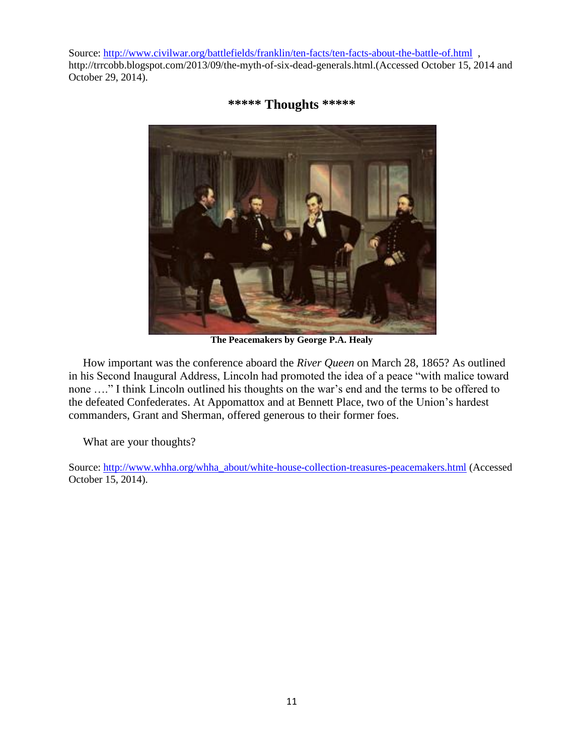Source: http://www.civilwar.org/battlefields/franklin/ten-facts/ten-facts-about-the-battle-of.html , http://trrcobb.blogspot.com/2013/09/the-myth-of-six-dead-generals.html.(Accessed October 15, 2014 and October 29, 2014).

## ***** Thoughts *****

**The Peacemakers by George P.A. Healy**

How important was the conference aboard the *River Queen* on March 28, 1865? As outlined in his Second Inaugural Address, Lincoln had promoted the idea of a peace "with malice toward none …." I think Lincoln outlined his thoughts on the war's end and the terms to be offered to the defeated Confederates. At Appomattox and at Bennett Place, two of the Union's hardest commanders, Grant and Sherman, offered generous to their former foes.

What are your thoughts?

Source: http://www.whha.org/whha_about/white-house-collection-treasures-peacemakers.html (Accessed October 15, 2014).